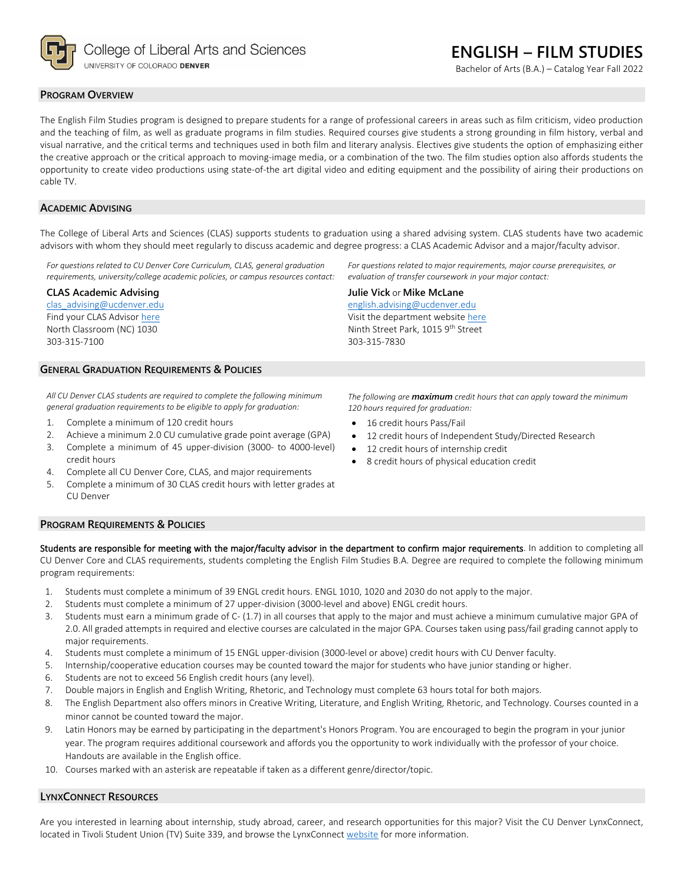College of Liberal Arts and Sciences
UNIVERSITY OF COLORADO **DENVER**

# ENGLISH – FILM STUDIES

Bachelor of Arts (B.A.) – Catalog Year Fall 2022

## PROGRAM OVERVIEW

The English Film Studies program is designed to prepare students for a range of professional careers in areas such as film criticism, video production and the teaching of film, as well as graduate programs in film studies. Required courses give students a strong grounding in film history, verbal and visual narrative, and the critical terms and techniques used in both film and literary analysis. Electives give students the option of emphasizing either the creative approach or the critical approach to moving-image media, or a combination of the two. The film studies option also affords students the opportunity to create video productions using state-of-the art digital video and editing equipment and the possibility of airing their productions on cable TV.

## ACADEMIC ADVISING

The College of Liberal Arts and Sciences (CLAS) supports students to graduation using a shared advising system. CLAS students have two academic advisors with whom they should meet regularly to discuss academic and degree progress: a CLAS Academic Advisor and a major/faculty advisor.

*For questions related to CU Denver Core Curriculum, CLAS, general graduation requirements, university/college academic policies, or campus resources contact:*

**CLAS Academic Advising**
clas_advising@ucdenver.edu
Find your CLAS Advisor here
North Classroom (NC) 1030
303-315-7100

*For questions related to major requirements, major course prerequisites, or evaluation of transfer coursework in your major contact:*

**Julie Vick** or **Mike McLane**
english.advising@ucdenver.edu
Visit the department website here
Ninth Street Park, 1015 9th Street
303-315-7830

## GENERAL GRADUATION REQUIREMENTS & POLICIES

*All CU Denver CLAS students are required to complete the following minimum general graduation requirements to be eligible to apply for graduation:*

1. Complete a minimum of 120 credit hours
2. Achieve a minimum 2.0 CU cumulative grade point average (GPA)
3. Complete a minimum of 45 upper-division (3000- to 4000-level) credit hours
4. Complete all CU Denver Core, CLAS, and major requirements
5. Complete a minimum of 30 CLAS credit hours with letter grades at CU Denver

*The following are **maximum** credit hours that can apply toward the minimum 120 hours required for graduation:*

- 16 credit hours Pass/Fail
- 12 credit hours of Independent Study/Directed Research
- 12 credit hours of internship credit
- 8 credit hours of physical education credit

## PROGRAM REQUIREMENTS & POLICIES

**Students are responsible for meeting with the major/faculty advisor in the department to confirm major requirements**. In addition to completing all CU Denver Core and CLAS requirements, students completing the English Film Studies B.A. Degree are required to complete the following minimum program requirements:

1. Students must complete a minimum of 39 ENGL credit hours. ENGL 1010, 1020 and 2030 do not apply to the major.
2. Students must complete a minimum of 27 upper-division (3000-level and above) ENGL credit hours.
3. Students must earn a minimum grade of C- (1.7) in all courses that apply to the major and must achieve a minimum cumulative major GPA of 2.0. All graded attempts in required and elective courses are calculated in the major GPA. Courses taken using pass/fail grading cannot apply to major requirements.
4. Students must complete a minimum of 15 ENGL upper-division (3000-level or above) credit hours with CU Denver faculty.
5. Internship/cooperative education courses may be counted toward the major for students who have junior standing or higher.
6. Students are not to exceed 56 English credit hours (any level).
7. Double majors in English and English Writing, Rhetoric, and Technology must complete 63 hours total for both majors.
8. The English Department also offers minors in Creative Writing, Literature, and English Writing, Rhetoric, and Technology. Courses counted in a minor cannot be counted toward the major.
9. Latin Honors may be earned by participating in the department's Honors Program. You are encouraged to begin the program in your junior year. The program requires additional coursework and affords you the opportunity to work individually with the professor of your choice. Handouts are available in the English office.
10. Courses marked with an asterisk are repeatable if taken as a different genre/director/topic.

## LYNXCONNECT RESOURCES

Are you interested in learning about internship, study abroad, career, and research opportunities for this major? Visit the CU Denver LynxConnect, located in Tivoli Student Union (TV) Suite 339, and browse the LynxConnect website for more information.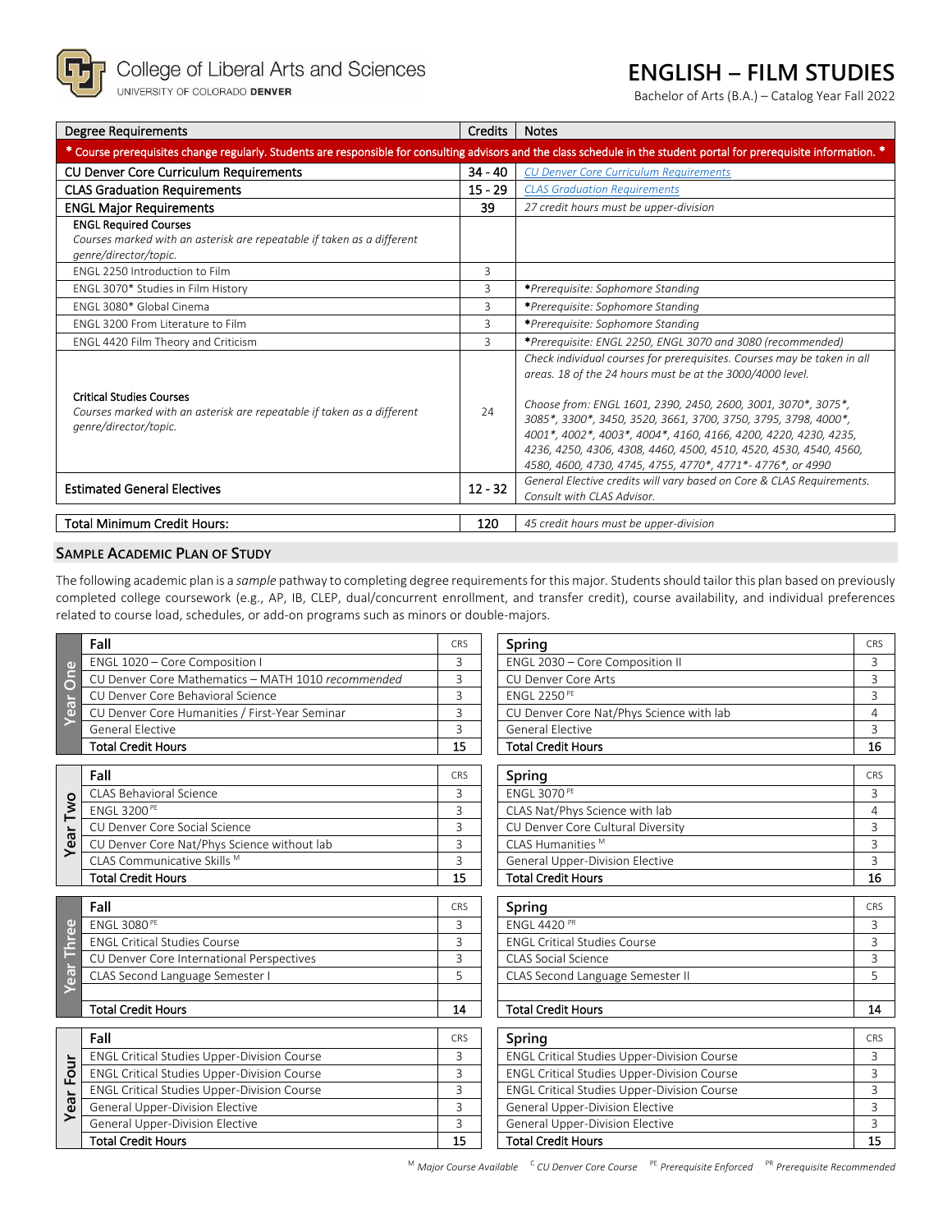College of Liberal Arts and Sciences
UNIVERSITY OF COLORADO DENVER

# ENGLISH – FILM STUDIES

Bachelor of Arts (B.A.) – Catalog Year Fall 2022

| Degree Requirements | Credits | Notes |
|---|---|---|
| * Course prerequisites change regularly. Students are responsible for consulting advisors and the class schedule in the student portal for prerequisite information. * | | |
| **CU Denver Core Curriculum Requirements** | **34 - 40** | *CU Denver Core Curriculum Requirements* |
| **CLAS Graduation Requirements** | **15 - 29** | *CLAS Graduation Requirements* |
| **ENGL Major Requirements** | **39** | *27 credit hours must be upper-division* |
| **ENGL Required Courses** *Courses marked with an asterisk are repeatable if taken as a different genre/director/topic.* | | |
| ENGL 2250 Introduction to Film | 3 | |
| ENGL 3070* Studies in Film History | 3 | **\****Prerequisite: Sophomore Standing* |
| ENGL 3080* Global Cinema | 3 | **\****Prerequisite: Sophomore Standing* |
| ENGL 3200 From Literature to Film | 3 | **\****Prerequisite: Sophomore Standing* |
| ENGL 4420 Film Theory and Criticism | 3 | **\****Prerequisite: ENGL 2250, ENGL 3070 and 3080 (recommended)* |
| **Critical Studies Courses** *Courses marked with an asterisk are repeatable if taken as a different genre/director/topic.* | 24 | *Check individual courses for prerequisites. Courses may be taken in all areas. 18 of the 24 hours must be at the 3000/4000 level.* *Choose from: ENGL 1601, 2390, 2450, 2600, 3001, 3070*, 3075*, 3085*, 3300*, 3450, 3520, 3661, 3700, 3750, 3795, 3798, 4000*, 4001*, 4002*, 4003*, 4004*, 4160, 4166, 4200, 4220, 4230, 4235, 4236, 4250, 4306, 4308, 4460, 4500, 4510, 4520, 4530, 4540, 4560, 4580, 4600, 4730, 4745, 4755, 4770*, 4771*- 4776*, or 4990* |
| **Estimated General Electives** | **12 - 32** | *General Elective credits will vary based on Core & CLAS Requirements. Consult with CLAS Advisor.* |
| **Total Minimum Credit Hours:** | **120** | *45 credit hours must be upper-division* |

## Sample Academic Plan of Study

The following academic plan is a *sample* pathway to completing degree requirements for this major. Students should tailor this plan based on previously completed college coursework (e.g., AP, IB, CLEP, dual/concurrent enrollment, and transfer credit), course availability, and individual preferences related to course load, schedules, or add-on programs such as minors or double-majors.

### Year One

| Fall | CRS | Spring | CRS |
|---|---|---|---|
| ENGL 1020 – Core Composition I | 3 | ENGL 2030 – Core Composition II | 3 |
| CU Denver Core Mathematics – MATH 1010 *recommended* | 3 | CU Denver Core Arts | 3 |
| CU Denver Core Behavioral Science | 3 | ENGL 2250 PE | 3 |
| CU Denver Core Humanities / First-Year Seminar | 3 | CU Denver Core Nat/Phys Science with lab | 4 |
| General Elective | 3 | General Elective | 3 |
| **Total Credit Hours** | **15** | **Total Credit Hours** | **16** |

### Year Two

| Fall | CRS | Spring | CRS |
|---|---|---|---|
| CLAS Behavioral Science | 3 | ENGL 3070 PE | 3 |
| ENGL 3200 PE | 3 | CLAS Nat/Phys Science with lab | 4 |
| CU Denver Core Social Science | 3 | CU Denver Core Cultural Diversity | 3 |
| CU Denver Core Nat/Phys Science without lab | 3 | CLAS Humanities M | 3 |
| CLAS Communicative Skills M | 3 | General Upper-Division Elective | 3 |
| **Total Credit Hours** | **15** | **Total Credit Hours** | **16** |

### Year Three

| Fall | CRS | Spring | CRS |
|---|---|---|---|
| ENGL 3080 PE | 3 | ENGL 4420 PR | 3 |
| ENGL Critical Studies Course | 3 | ENGL Critical Studies Course | 3 |
| CU Denver Core International Perspectives | 3 | CLAS Social Science | 3 |
| CLAS Second Language Semester I | 5 | CLAS Second Language Semester II | 5 |
| **Total Credit Hours** | **14** | **Total Credit Hours** | **14** |

### Year Four

| Fall | CRS | Spring | CRS |
|---|---|---|---|
| ENGL Critical Studies Upper-Division Course | 3 | ENGL Critical Studies Upper-Division Course | 3 |
| ENGL Critical Studies Upper-Division Course | 3 | ENGL Critical Studies Upper-Division Course | 3 |
| ENGL Critical Studies Upper-Division Course | 3 | ENGL Critical Studies Upper-Division Course | 3 |
| General Upper-Division Elective | 3 | General Upper-Division Elective | 3 |
| General Upper-Division Elective | 3 | General Upper-Division Elective | 3 |
| **Total Credit Hours** | **15** | **Total Credit Hours** | **15** |

*M Major Course Available   C CU Denver Core Course   PE Prerequisite Enforced   PR Prerequisite Recommended*